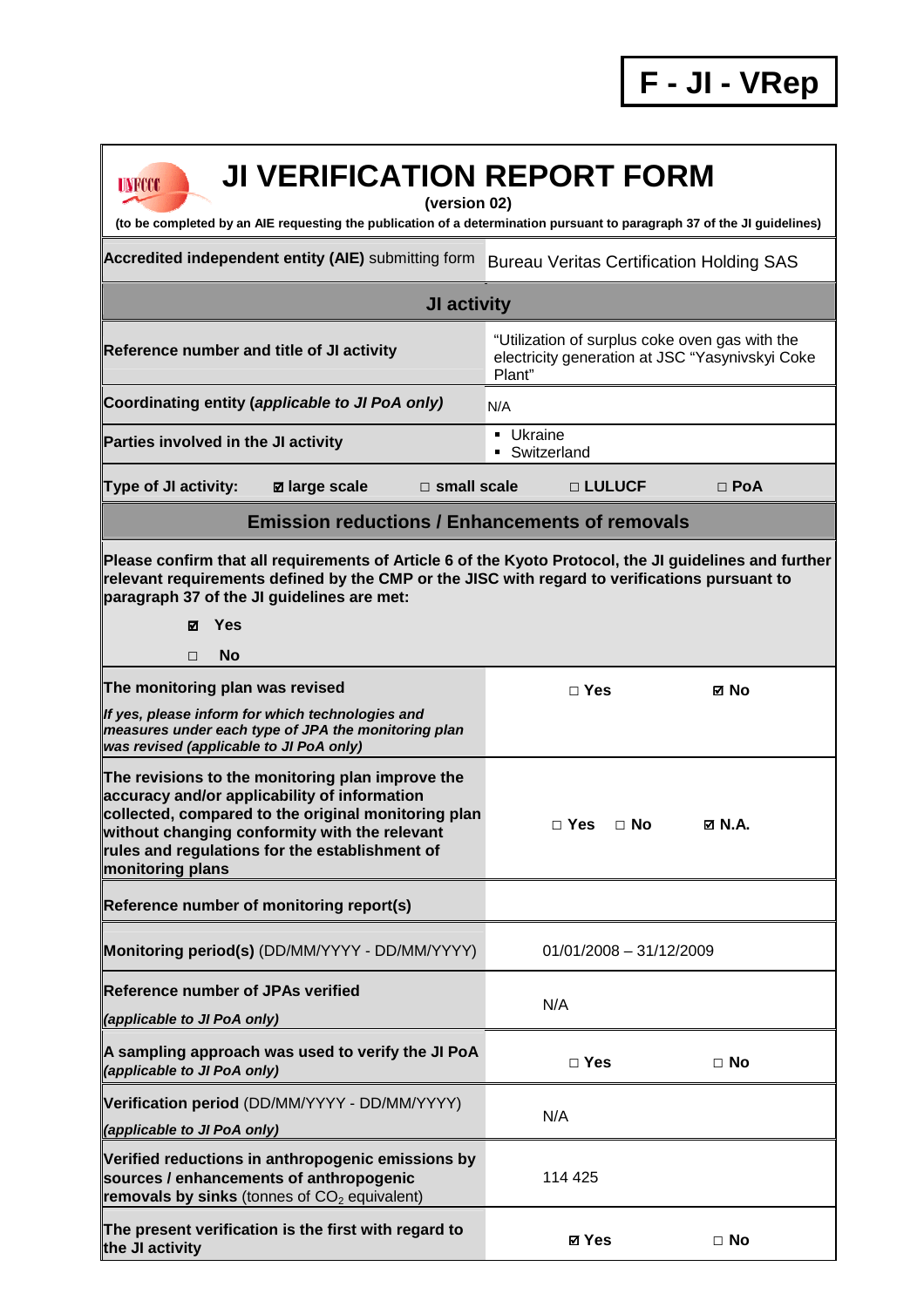**F - JI - VRep**

# JI VERIFICATION REPORT FORM

**(version 02)**

**(to be completed by an AIE requesting the publication of a determination pursuant to paragraph 37 of the JI guidelines)**

| | |
|---|---|
| **Accredited independent entity (AIE)** submitting form | Bureau Veritas Certification Holding SAS |
| **JI activity** | |
| **Reference number and title of JI activity** | "Utilization of surplus coke oven gas with the electricity generation at JSC "Yasynivskyi Coke Plant" |
| **Coordinating entity (*applicable to JI PoA only*)** | N/A |
| **Parties involved in the JI activity** | ▪ Ukraine<br>▪ Switzerland |

**Type of JI activity:** ☑ **large scale** □ **small scale** □ **LULUCF** □ **PoA**

## Emission reductions / Enhancements of removals

**Please confirm that all requirements of Article 6 of the Kyoto Protocol, the JI guidelines and further relevant requirements defined by the CMP or the JISC with regard to verifications pursuant to paragraph 37 of the JI guidelines are met:**

☑ **Yes**

□ **No**

| | |
|---|---|
| **The monitoring plan was revised**<br>***If yes, please inform for which technologies and measures under each type of JPA the monitoring plan was revised (applicable to JI PoA only)*** | □ **Yes** ☑ **No** |
| **The revisions to the monitoring plan improve the accuracy and/or applicability of information collected, compared to the original monitoring plan without changing conformity with the relevant rules and regulations for the establishment of monitoring plans** | □ **Yes** □ **No** ☑ **N.A.** |
| **Reference number of monitoring report(s)** | |
| **Monitoring period(s)** (DD/MM/YYYY - DD/MM/YYYY) | 01/01/2008 – 31/12/2009 |
| **Reference number of JPAs verified**<br>***(applicable to JI PoA only)*** | N/A |
| **A sampling approach was used to verify the JI PoA *(applicable to JI PoA only)*** | □ **Yes** □ **No** |
| **Verification period** (DD/MM/YYYY - DD/MM/YYYY)<br>***(applicable to JI PoA only)*** | N/A |
| **Verified reductions in anthropogenic emissions by sources / enhancements of anthropogenic removals by sinks** (tonnes of $CO_2$ equivalent) | 114 425 |
| **The present verification is the first with regard to the JI activity** | ☑ **Yes** □ **No** |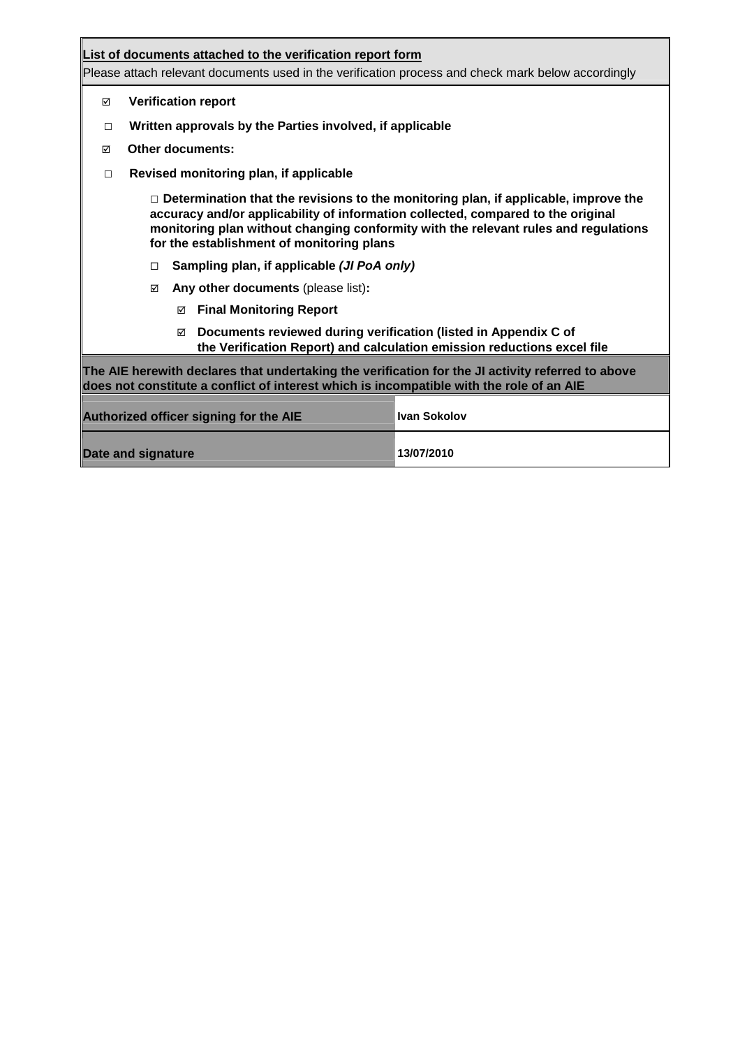**List of documents attached to the verification report form**

Please attach relevant documents used in the verification process and check mark below accordingly

- ☑ **Verification report**
- □ **Written approvals by the Parties involved, if applicable**
- ☑ **Other documents:**
- □ **Revised monitoring plan, if applicable**

  □ **Determination that the revisions to the monitoring plan, if applicable, improve the accuracy and/or applicability of information collected, compared to the original monitoring plan without changing conformity with the relevant rules and regulations for the establishment of monitoring plans**

  - □ **Sampling plan, if applicable *(JI PoA only)***
  - ☑ **Any other documents** (please list)**:**
    - ☑ **Final Monitoring Report**
    - ☑ **Documents reviewed during verification (listed in Appendix C of the Verification Report) and calculation emission reductions excel file**

**The AIE herewith declares that undertaking the verification for the JI activity referred to above does not constitute a conflict of interest which is incompatible with the role of an AIE**

| | |
|---|---|
| **Authorized officer signing for the AIE** | **Ivan Sokolov** |
| **Date and signature** | **13/07/2010** |